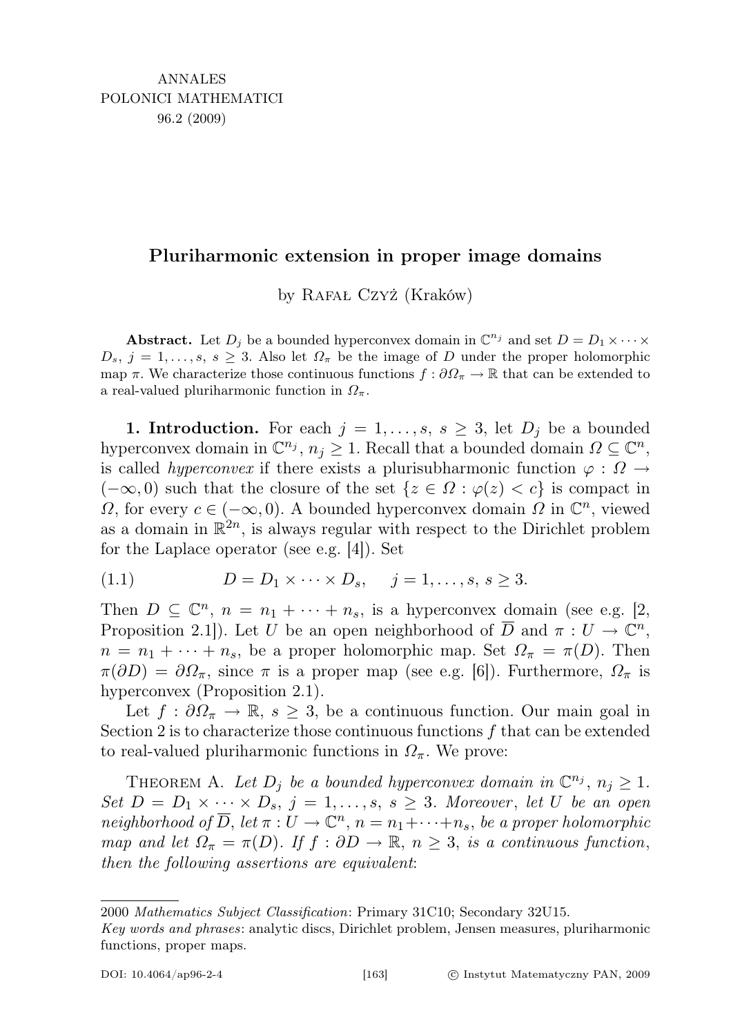ANNALES
POLONICI MATHEMATICI
96.2 (2009)

# Pluriharmonic extension in proper image domains

by Rafał Czyż (Kraków)

**Abstract.** Let $D_j$ be a bounded hyperconvex domain in $\mathbb{C}^{n_j}$ and set $D = D_1 \times \cdots \times D_s$, $j = 1, \ldots, s$, $s \geq 3$. Also let $\Omega_\pi$ be the image of $D$ under the proper holomorphic map $\pi$. We characterize those continuous functions $f : \partial\Omega_\pi \to \mathbb{R}$ that can be extended to a real-valued pluriharmonic function in $\Omega_\pi$.

**1. Introduction.** For each $j = 1, \ldots, s$, $s \geq 3$, let $D_j$ be a bounded hyperconvex domain in $\mathbb{C}^{n_j}$, $n_j \geq 1$. Recall that a bounded domain $\Omega \subseteq \mathbb{C}^n$, is called *hyperconvex* if there exists a plurisubharmonic function $\varphi : \Omega \to (-\infty, 0)$ such that the closure of the set $\{z \in \Omega : \varphi(z) < c\}$ is compact in $\Omega$, for every $c \in (-\infty, 0)$. A bounded hyperconvex domain $\Omega$ in $\mathbb{C}^n$, viewed as a domain in $\mathbb{R}^{2n}$, is always regular with respect to the Dirichlet problem for the Laplace operator (see e.g. [4]). Set

$$D = D_1 \times \cdots \times D_s, \quad j = 1, \ldots, s, \; s \geq 3. \tag{1.1}$$

Then $D \subseteq \mathbb{C}^n$, $n = n_1 + \cdots + n_s$, is a hyperconvex domain (see e.g. [2, Proposition 2.1]). Let $U$ be an open neighborhood of $\overline{D}$ and $\pi : U \to \mathbb{C}^n$, $n = n_1 + \cdots + n_s$, be a proper holomorphic map. Set $\Omega_\pi = \pi(D)$. Then $\pi(\partial D) = \partial\Omega_\pi$, since $\pi$ is a proper map (see e.g. [6]). Furthermore, $\Omega_\pi$ is hyperconvex (Proposition 2.1).

Let $f : \partial\Omega_\pi \to \mathbb{R}$, $s \geq 3$, be a continuous function. Our main goal in Section 2 is to characterize those continuous functions $f$ that can be extended to real-valued pluriharmonic functions in $\Omega_\pi$. We prove:

Theorem A. *Let $D_j$ be a bounded hyperconvex domain in $\mathbb{C}^{n_j}$, $n_j \geq 1$. Set $D = D_1 \times \cdots \times D_s$, $j = 1, \ldots, s$, $s \geq 3$. Moreover, let $U$ be an open neighborhood of $\overline{D}$, let $\pi : U \to \mathbb{C}^n$, $n = n_1 + \cdots + n_s$, be a proper holomorphic map and let $\Omega_\pi = \pi(D)$. If $f : \partial D \to \mathbb{R}$, $n \geq 3$, is a continuous function, then the following assertions are equivalent*:

2000 *Mathematics Subject Classification*: Primary 31C10; Secondary 32U15.
*Key words and phrases*: analytic discs, Dirichlet problem, Jensen measures, pluriharmonic functions, proper maps.

DOI: 10.4064/ap96-2-4 © Instytut Matematyczny PAN, 2009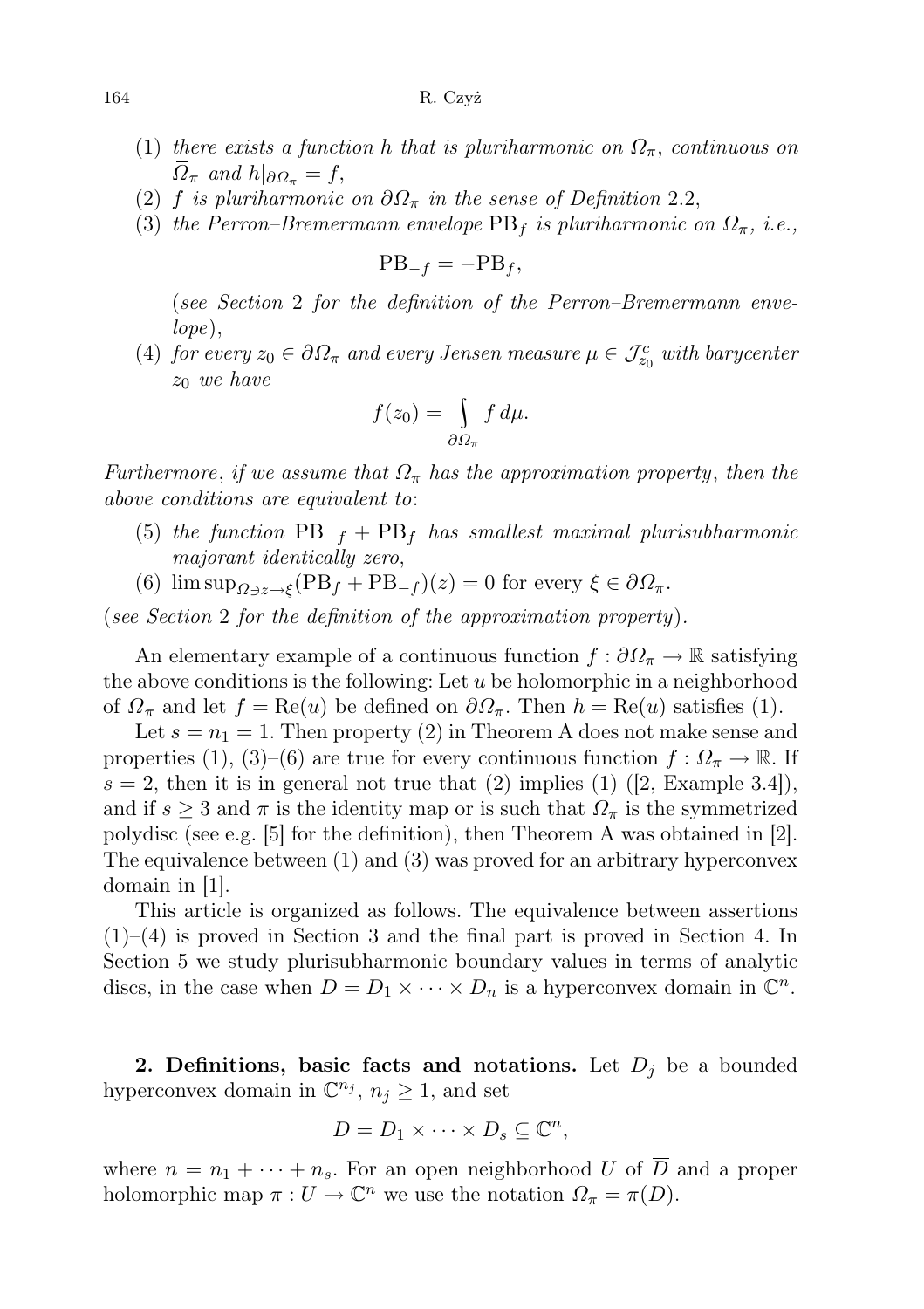(1) *there exists a function $h$ that is pluriharmonic on $\Omega_\pi$, continuous on $\overline{\Omega}_\pi$ and $h|_{\partial\Omega_\pi} = f$,*

(2) *$f$ is pluriharmonic on $\partial\Omega_\pi$ in the sense of Definition* 2.2,

(3) *the Perron–Bremermann envelope $\mathrm{PB}_f$ is pluriharmonic on $\Omega_\pi$, i.e.,*

$$\mathrm{PB}_{-f} = -\mathrm{PB}_f,$$

(*see Section* 2 *for the definition of the Perron–Bremermann envelope*),

(4) *for every $z_0 \in \partial\Omega_\pi$ and every Jensen measure $\mu \in \mathcal{J}_{z_0}^c$ with barycenter $z_0$ we have*

$$f(z_0) = \int_{\partial\Omega_\pi} f\, d\mu.$$

*Furthermore, if we assume that $\Omega_\pi$ has the approximation property, then the above conditions are equivalent to*:

(5) *the function $\mathrm{PB}_{-f} + \mathrm{PB}_f$ has smallest maximal plurisubharmonic majorant identically zero*,

(6) $\limsup_{\Omega \ni z \to \xi}(\mathrm{PB}_f + \mathrm{PB}_{-f})(z) = 0$ for every $\xi \in \partial\Omega_\pi$.

(*see Section* 2 *for the definition of the approximation property*).

An elementary example of a continuous function $f : \partial\Omega_\pi \to \mathbb{R}$ satisfying the above conditions is the following: Let $u$ be holomorphic in a neighborhood of $\overline{\Omega}_\pi$ and let $f = \mathrm{Re}(u)$ be defined on $\partial\Omega_\pi$. Then $h = \mathrm{Re}(u)$ satisfies (1).

Let $s = n_1 = 1$. Then property (2) in Theorem A does not make sense and properties (1), (3)–(6) are true for every continuous function $f : \Omega_\pi \to \mathbb{R}$. If $s = 2$, then it is in general not true that (2) implies (1) ([2, Example 3.4]), and if $s \geq 3$ and $\pi$ is the identity map or is such that $\Omega_\pi$ is the symmetrized polydisc (see e.g. [5] for the definition), then Theorem A was obtained in [2]. The equivalence between (1) and (3) was proved for an arbitrary hyperconvex domain in [1].

This article is organized as follows. The equivalence between assertions (1)–(4) is proved in Section 3 and the final part is proved in Section 4. In Section 5 we study plurisubharmonic boundary values in terms of analytic discs, in the case when $D = D_1 \times \cdots \times D_n$ is a hyperconvex domain in $\mathbb{C}^n$.

## 2. Definitions, basic facts and notations.

Let $D_j$ be a bounded hyperconvex domain in $\mathbb{C}^{n_j}$, $n_j \geq 1$, and set

$$D = D_1 \times \cdots \times D_s \subseteq \mathbb{C}^n,$$

where $n = n_1 + \cdots + n_s$. For an open neighborhood $U$ of $\overline{D}$ and a proper holomorphic map $\pi : U \to \mathbb{C}^n$ we use the notation $\Omega_\pi = \pi(D)$.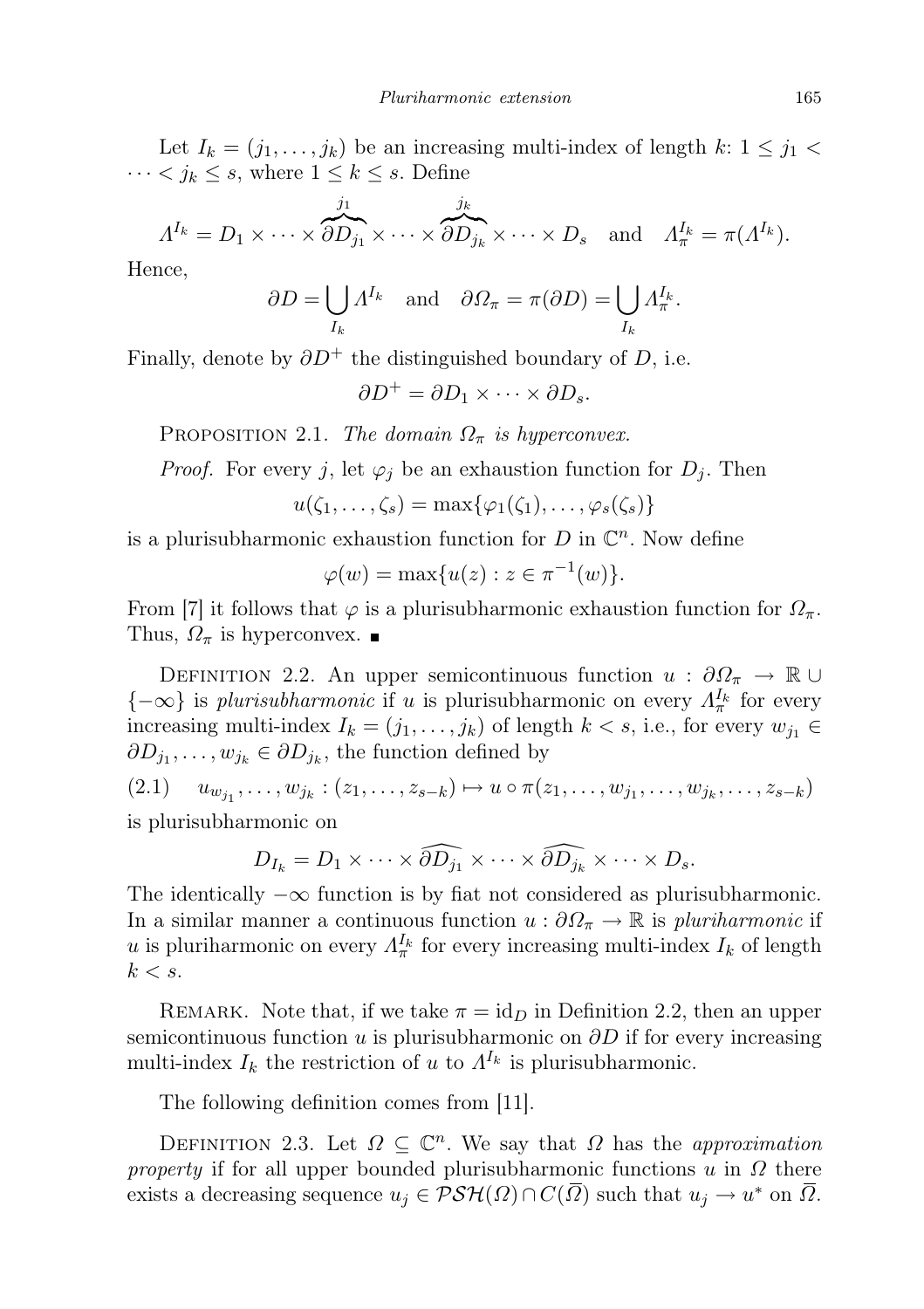Let $I_k = (j_1, \ldots, j_k)$ be an increasing multi-index of length $k$: $1 \leq j_1 < \cdots < j_k \leq s$, where $1 \leq k \leq s$. Define

$$\Lambda^{I_k} = D_1 \times \cdots \times \overbrace{\partial D_{j_1}}^{j_1} \times \cdots \times \overbrace{\partial D_{j_k}}^{j_k} \times \cdots \times D_s \quad \text{and} \quad \Lambda_\pi^{I_k} = \pi(\Lambda^{I_k}).$$

Hence,

$$\partial D = \bigcup_{I_k} \Lambda^{I_k} \quad \text{and} \quad \partial \Omega_\pi = \pi(\partial D) = \bigcup_{I_k} \Lambda_\pi^{I_k}.$$

Finally, denote by $\partial D^+$ the distinguished boundary of $D$, i.e.

$$\partial D^+ = \partial D_1 \times \cdots \times \partial D_s.$$

PROPOSITION 2.1. *The domain $\Omega_\pi$ is hyperconvex.*

*Proof.* For every $j$, let $\varphi_j$ be an exhaustion function for $D_j$. Then

$$u(\zeta_1, \ldots, \zeta_s) = \max\{\varphi_1(\zeta_1), \ldots, \varphi_s(\zeta_s)\}$$

is a plurisubharmonic exhaustion function for $D$ in $\mathbb{C}^n$. Now define

$$\varphi(w) = \max\{u(z) : z \in \pi^{-1}(w)\}.$$

From [7] it follows that $\varphi$ is a plurisubharmonic exhaustion function for $\Omega_\pi$. Thus, $\Omega_\pi$ is hyperconvex. ∎

DEFINITION 2.2. An upper semicontinuous function $u : \partial\Omega_\pi \to \mathbb{R} \cup \{-\infty\}$ is *plurisubharmonic* if $u$ is plurisubharmonic on every $\Lambda_\pi^{I_k}$ for every increasing multi-index $I_k = (j_1, \ldots, j_k)$ of length $k < s$, i.e., for every $w_{j_1} \in \partial D_{j_1}, \ldots, w_{j_k} \in \partial D_{j_k}$, the function defined by

$$(2.1) \quad u_{w_{j_1}}, \ldots, w_{j_k} : (z_1, \ldots, z_{s-k}) \mapsto u \circ \pi(z_1, \ldots, w_{j_1}, \ldots, w_{j_k}, \ldots, z_{s-k})$$

is plurisubharmonic on

$$D_{I_k} = D_1 \times \cdots \times \widehat{\partial D_{j_1}} \times \cdots \times \widehat{\partial D_{j_k}} \times \cdots \times D_s.$$

The identically $-\infty$ function is by fiat not considered as plurisubharmonic. In a similar manner a continuous function $u : \partial\Omega_\pi \to \mathbb{R}$ is *pluriharmonic* if $u$ is pluriharmonic on every $\Lambda_\pi^{I_k}$ for every increasing multi-index $I_k$ of length $k < s$.

REMARK. Note that, if we take $\pi = \mathrm{id}_D$ in Definition 2.2, then an upper semicontinuous function $u$ is plurisubharmonic on $\partial D$ if for every increasing multi-index $I_k$ the restriction of $u$ to $\Lambda^{I_k}$ is plurisubharmonic.

The following definition comes from [11].

DEFINITION 2.3. Let $\Omega \subseteq \mathbb{C}^n$. We say that $\Omega$ has the *approximation property* if for all upper bounded plurisubharmonic functions $u$ in $\Omega$ there exists a decreasing sequence $u_j \in \mathcal{PSH}(\Omega) \cap C(\overline{\Omega})$ such that $u_j \to u^*$ on $\overline{\Omega}$.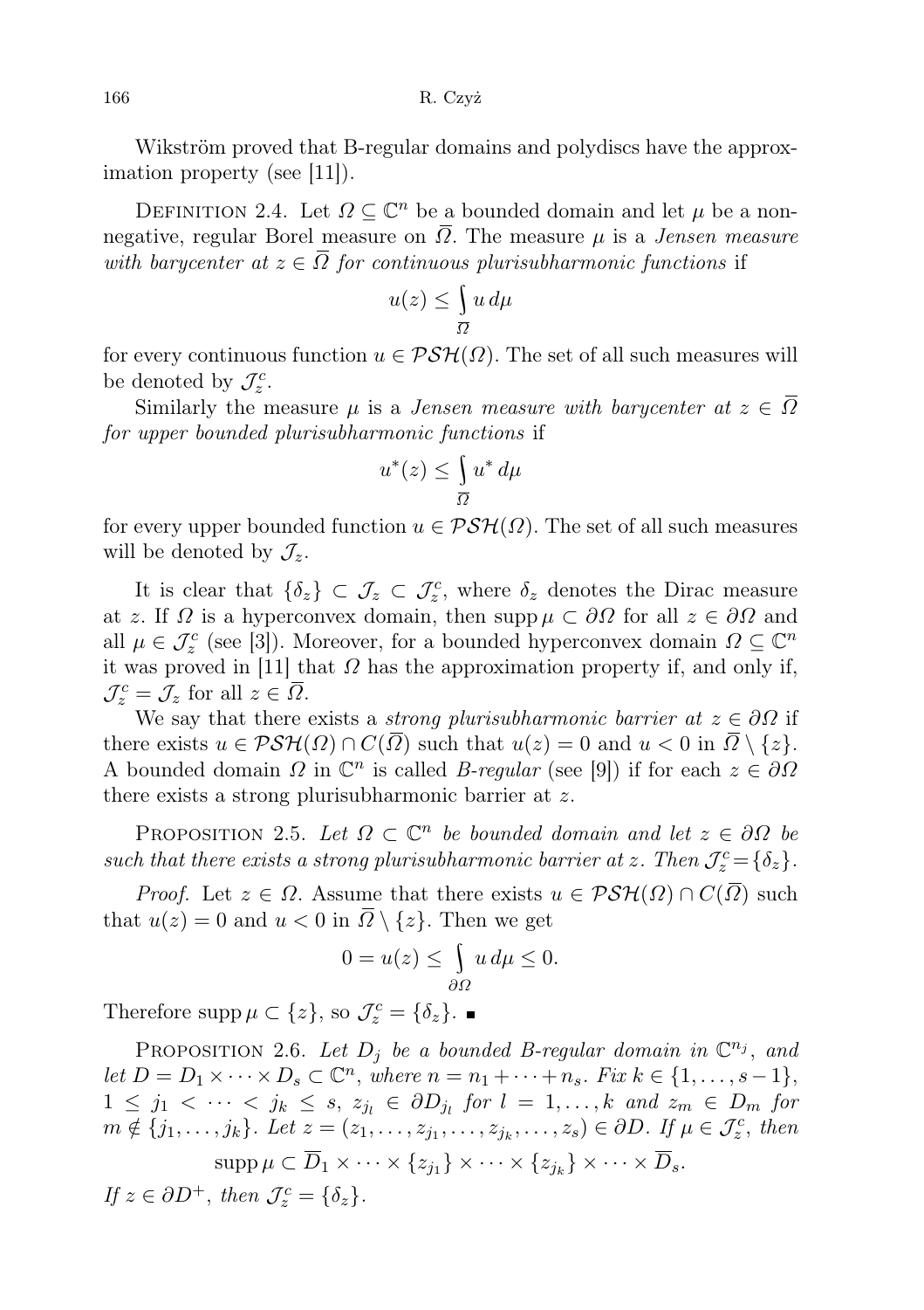Wikström proved that B-regular domains and polydiscs have the approximation property (see [11]).

Definition 2.4. Let $\Omega \subseteq \mathbb{C}^n$ be a bounded domain and let $\mu$ be a nonnegative, regular Borel measure on $\overline{\Omega}$. The measure $\mu$ is a *Jensen measure with barycenter at $z \in \overline{\Omega}$ for continuous plurisubharmonic functions* if

$$u(z) \leq \int_{\overline{\Omega}} u \, d\mu$$

for every continuous function $u \in \mathcal{PSH}(\Omega)$. The set of all such measures will be denoted by $\mathcal{J}_z^c$.

Similarly the measure $\mu$ is a *Jensen measure with barycenter at $z \in \overline{\Omega}$ for upper bounded plurisubharmonic functions* if

$$u^*(z) \leq \int_{\overline{\Omega}} u^* \, d\mu$$

for every upper bounded function $u \in \mathcal{PSH}(\Omega)$. The set of all such measures will be denoted by $\mathcal{J}_z$.

It is clear that $\{\delta_z\} \subset \mathcal{J}_z \subset \mathcal{J}_z^c$, where $\delta_z$ denotes the Dirac measure at $z$. If $\Omega$ is a hyperconvex domain, then $\operatorname{supp} \mu \subset \partial\Omega$ for all $z \in \partial\Omega$ and all $\mu \in \mathcal{J}_z^c$ (see [3]). Moreover, for a bounded hyperconvex domain $\Omega \subseteq \mathbb{C}^n$ it was proved in [11] that $\Omega$ has the approximation property if, and only if, $\mathcal{J}_z^c = \mathcal{J}_z$ for all $z \in \overline{\Omega}$.

We say that there exists a *strong plurisubharmonic barrier at $z \in \partial\Omega$* if there exists $u \in \mathcal{PSH}(\Omega) \cap C(\overline{\Omega})$ such that $u(z) = 0$ and $u < 0$ in $\overline{\Omega} \setminus \{z\}$. A bounded domain $\Omega$ in $\mathbb{C}^n$ is called *B-regular* (see [9]) if for each $z \in \partial\Omega$ there exists a strong plurisubharmonic barrier at $z$.

Proposition 2.5. *Let $\Omega \subset \mathbb{C}^n$ be bounded domain and let $z \in \partial\Omega$ be such that there exists a strong plurisubharmonic barrier at $z$. Then $\mathcal{J}_z^c = \{\delta_z\}$.*

*Proof.* Let $z \in \Omega$. Assume that there exists $u \in \mathcal{PSH}(\Omega) \cap C(\overline{\Omega})$ such that $u(z) = 0$ and $u < 0$ in $\overline{\Omega} \setminus \{z\}$. Then we get

$$0 = u(z) \leq \int_{\partial\Omega} u \, d\mu \leq 0.$$

Therefore $\operatorname{supp} \mu \subset \{z\}$, so $\mathcal{J}_z^c = \{\delta_z\}$. ∎

Proposition 2.6. *Let $D_j$ be a bounded B-regular domain in $\mathbb{C}^{n_j}$, and let $D = D_1 \times \cdots \times D_s \subset \mathbb{C}^n$, where $n = n_1 + \cdots + n_s$. Fix $k \in \{1, \ldots, s-1\}$, $1 \leq j_1 < \cdots < j_k \leq s$, $z_{j_l} \in \partial D_{j_l}$ for $l = 1, \ldots, k$ and $z_m \in D_m$ for $m \notin \{j_1, \ldots, j_k\}$. Let $z = (z_1, \ldots, z_{j_1}, \ldots, z_{j_k}, \ldots, z_s) \in \partial D$. If $\mu \in \mathcal{J}_z^c$, then*

$$\operatorname{supp} \mu \subset \overline{D}_1 \times \cdots \times \{z_{j_1}\} \times \cdots \times \{z_{j_k}\} \times \cdots \times \overline{D}_s.$$

*If $z \in \partial D^+$, then $\mathcal{J}_z^c = \{\delta_z\}$.*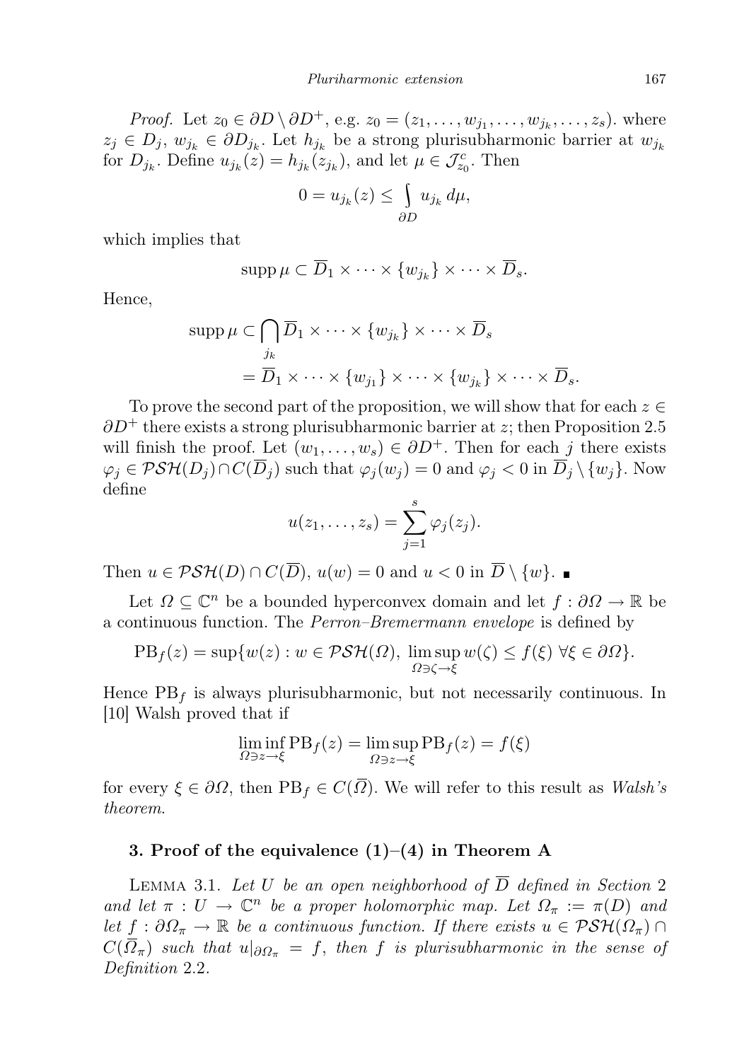*Proof.* Let $z_0 \in \partial D \setminus \partial D^+$, e.g. $z_0 = (z_1, \ldots, w_{j_1}, \ldots, w_{j_k}, \ldots, z_s)$. where $z_j \in D_j$, $w_{j_k} \in \partial D_{j_k}$. Let $h_{j_k}$ be a strong plurisubharmonic barrier at $w_{j_k}$ for $D_{j_k}$. Define $u_{j_k}(z) = h_{j_k}(z_{j_k})$, and let $\mu \in \mathcal{J}^c_{z_0}$. Then

$$0 = u_{j_k}(z) \leq \int\limits_{\partial D} u_{j_k} \, d\mu,$$

which implies that

$$\operatorname{supp} \mu \subset \overline{D}_1 \times \cdots \times \{w_{j_k}\} \times \cdots \times \overline{D}_s.$$

Hence,

$$\begin{aligned} \operatorname{supp} \mu &\subset \bigcap_{j_k} \overline{D}_1 \times \cdots \times \{w_{j_k}\} \times \cdots \times \overline{D}_s \\ &= \overline{D}_1 \times \cdots \times \{w_{j_1}\} \times \cdots \times \{w_{j_k}\} \times \cdots \times \overline{D}_s. \end{aligned}$$

To prove the second part of the proposition, we will show that for each $z \in \partial D^+$ there exists a strong plurisubharmonic barrier at $z$; then Proposition 2.5 will finish the proof. Let $(w_1, \ldots, w_s) \in \partial D^+$. Then for each $j$ there exists $\varphi_j \in \mathcal{PSH}(D_j) \cap C(\overline{D}_j)$ such that $\varphi_j(w_j) = 0$ and $\varphi_j < 0$ in $\overline{D}_j \setminus \{w_j\}$. Now define

$$u(z_1, \ldots, z_s) = \sum_{j=1}^{s} \varphi_j(z_j).$$

Then $u \in \mathcal{PSH}(D) \cap C(\overline{D})$, $u(w) = 0$ and $u < 0$ in $\overline{D} \setminus \{w\}$. ∎

Let $\Omega \subseteq \mathbb{C}^n$ be a bounded hyperconvex domain and let $f : \partial\Omega \to \mathbb{R}$ be a continuous function. The *Perron–Bremermann envelope* is defined by

$$\mathrm{PB}_f(z) = \sup\{w(z) : w \in \mathcal{PSH}(\Omega),\ \limsup_{\Omega \ni \zeta \to \xi} w(\zeta) \leq f(\xi)\ \forall \xi \in \partial\Omega\}.$$

Hence $\mathrm{PB}_f$ is always plurisubharmonic, but not necessarily continuous. In [10] Walsh proved that if

$$\liminf_{\Omega \ni z \to \xi} \mathrm{PB}_f(z) = \limsup_{\Omega \ni z \to \xi} \mathrm{PB}_f(z) = f(\xi)$$

for every $\xi \in \partial\Omega$, then $\mathrm{PB}_f \in C(\overline{\Omega})$. We will refer to this result as *Walsh's theorem*.

## 3. Proof of the equivalence (1)–(4) in Theorem A

Lemma 3.1. *Let $U$ be an open neighborhood of $\overline{D}$ defined in Section 2 and let $\pi : U \to \mathbb{C}^n$ be a proper holomorphic map. Let $\Omega_\pi := \pi(D)$ and let $f : \partial\Omega_\pi \to \mathbb{R}$ be a continuous function. If there exists $u \in \mathcal{PSH}(\Omega_\pi) \cap C(\overline{\Omega}_\pi)$ such that $u|_{\partial\Omega_\pi} = f$, then $f$ is plurisubharmonic in the sense of Definition 2.2.*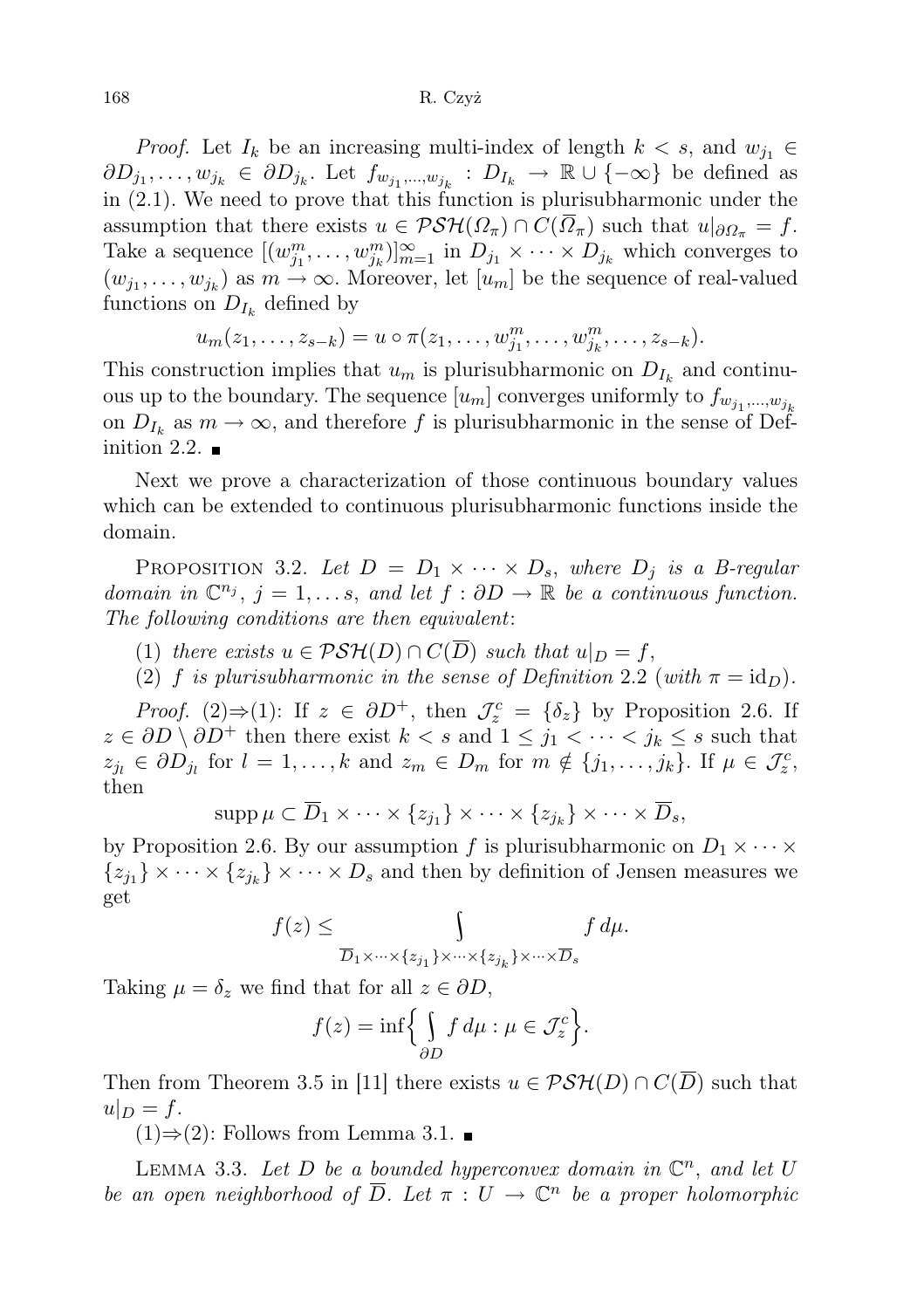*Proof.* Let $I_k$ be an increasing multi-index of length $k < s$, and $w_{j_1} \in \partial D_{j_1}, \dots, w_{j_k} \in \partial D_{j_k}$. Let $f_{w_{j_1},\dots,w_{j_k}} : D_{I_k} \to \mathbb{R} \cup \{-\infty\}$ be defined as in (2.1). We need to prove that this function is plurisubharmonic under the assumption that there exists $u \in \mathcal{PSH}(\Omega_\pi) \cap C(\overline{\Omega}_\pi)$ such that $u|_{\partial\Omega_\pi} = f$. Take a sequence $[(w^m_{j_1}, \dots, w^m_{j_k})]_{m=1}^\infty$ in $D_{j_1} \times \dots \times D_{j_k}$ which converges to $(w_{j_1}, \dots, w_{j_k})$ as $m \to \infty$. Moreover, let $[u_m]$ be the sequence of real-valued functions on $D_{I_k}$ defined by

$$u_m(z_1, \dots, z_{s-k}) = u \circ \pi(z_1, \dots, w^m_{j_1}, \dots, w^m_{j_k}, \dots, z_{s-k}).$$

This construction implies that $u_m$ is plurisubharmonic on $D_{I_k}$ and continuous up to the boundary. The sequence $[u_m]$ converges uniformly to $f_{w_{j_1},\dots,w_{j_k}}$ on $D_{I_k}$ as $m \to \infty$, and therefore $f$ is plurisubharmonic in the sense of Definition 2.2. ∎

Next we prove a characterization of those continuous boundary values which can be extended to continuous plurisubharmonic functions inside the domain.

Proposition 3.2. *Let $D = D_1 \times \dots \times D_s$, where $D_j$ is a B-regular domain in $\mathbb{C}^{n_j}$, $j = 1, \dots s$, and let $f : \partial D \to \mathbb{R}$ be a continuous function. The following conditions are then equivalent*:

(1) *there exists $u \in \mathcal{PSH}(D) \cap C(\overline{D})$ such that $u|_D = f$,*

(2) *$f$ is plurisubharmonic in the sense of Definition 2.2 (with $\pi = \mathrm{id}_D$).*

*Proof.* (2)⇒(1): If $z \in \partial D^+$, then $\mathcal{J}^c_z = \{\delta_z\}$ by Proposition 2.6. If $z \in \partial D \setminus \partial D^+$ then there exist $k < s$ and $1 \le j_1 < \dots < j_k \le s$ such that $z_{j_l} \in \partial D_{j_l}$ for $l = 1, \dots, k$ and $z_m \in D_m$ for $m \notin \{j_1, \dots, j_k\}$. If $\mu \in \mathcal{J}^c_z$, then

$$\operatorname{supp} \mu \subset \overline{D}_1 \times \dots \times \{z_{j_1}\} \times \dots \times \{z_{j_k}\} \times \dots \times \overline{D}_s,$$

by Proposition 2.6. By our assumption $f$ is plurisubharmonic on $D_1 \times \dots \times \{z_{j_1}\} \times \dots \times \{z_{j_k}\} \times \dots \times D_s$ and then by definition of Jensen measures we get

$$f(z) \le \int\limits_{\overline{D}_1 \times \dots \times \{z_{j_1}\} \times \dots \times \{z_{j_k}\} \times \dots \times \overline{D}_s} f \, d\mu.$$

Taking $\mu = \delta_z$ we find that for all $z \in \partial D$,

$$f(z) = \inf\Big\{ \int\limits_{\partial D} f \, d\mu : \mu \in \mathcal{J}^c_z \Big\}.$$

Then from Theorem 3.5 in [11] there exists $u \in \mathcal{PSH}(D) \cap C(\overline{D})$ such that $u|_D = f$.

(1)⇒(2): Follows from Lemma 3.1. ∎

Lemma 3.3. *Let $D$ be a bounded hyperconvex domain in $\mathbb{C}^n$, and let $U$ be an open neighborhood of $\overline{D}$. Let $\pi : U \to \mathbb{C}^n$ be a proper holomorphic*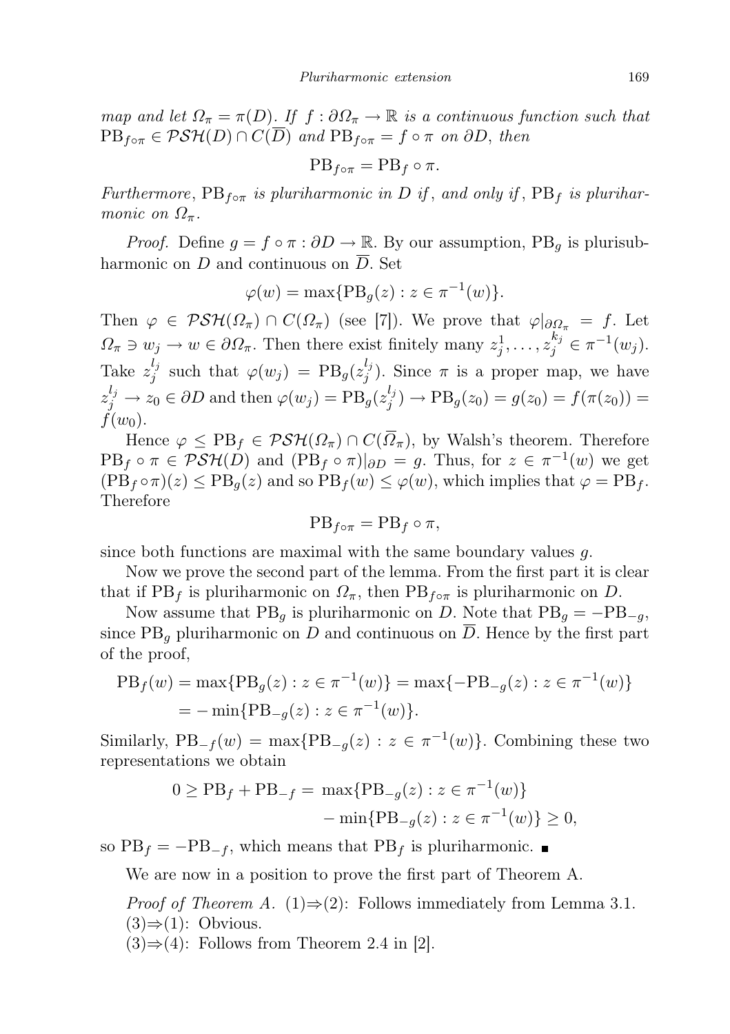*map and let $\Omega_\pi = \pi(D)$. If $f : \partial\Omega_\pi \to \mathbb{R}$ is a continuous function such that $\mathrm{PB}_{f\circ\pi} \in \mathcal{PSH}(D) \cap C(\overline{D})$ and $\mathrm{PB}_{f\circ\pi} = f \circ \pi$ on $\partial D$, then*

$$\mathrm{PB}_{f\circ\pi} = \mathrm{PB}_f \circ \pi.$$

*Furthermore*, $\mathrm{PB}_{f\circ\pi}$ *is pluriharmonic in $D$ if*, *and only if*, $\mathrm{PB}_f$ *is pluriharmonic on $\Omega_\pi$.*

*Proof.* Define $g = f \circ \pi : \partial D \to \mathbb{R}$. By our assumption, $\mathrm{PB}_g$ is plurisubharmonic on $D$ and continuous on $\overline{D}$. Set

$$\varphi(w) = \max\{\mathrm{PB}_g(z) : z \in \pi^{-1}(w)\}.$$

Then $\varphi \in \mathcal{PSH}(\Omega_\pi) \cap C(\Omega_\pi)$ (see [7]). We prove that $\varphi|_{\partial\Omega_\pi} = f$. Let $\Omega_\pi \ni w_j \to w \in \partial\Omega_\pi$. Then there exist finitely many $z_j^1, \dots, z_j^{k_j} \in \pi^{-1}(w_j)$. Take $z_j^{l_j}$ such that $\varphi(w_j) = \mathrm{PB}_g(z_j^{l_j})$. Since $\pi$ is a proper map, we have $z_j^{l_j} \to z_0 \in \partial D$ and then $\varphi(w_j) = \mathrm{PB}_g(z_j^{l_j}) \to \mathrm{PB}_g(z_0) = g(z_0) = f(\pi(z_0)) = f(w_0)$.

Hence $\varphi \le \mathrm{PB}_f \in \mathcal{PSH}(\Omega_\pi) \cap C(\overline{\Omega}_\pi)$, by Walsh's theorem. Therefore $\mathrm{PB}_f \circ \pi \in \mathcal{PSH}(D)$ and $(\mathrm{PB}_f \circ \pi)|_{\partial D} = g$. Thus, for $z \in \pi^{-1}(w)$ we get $(\mathrm{PB}_f \circ \pi)(z) \le \mathrm{PB}_g(z)$ and so $\mathrm{PB}_f(w) \le \varphi(w)$, which implies that $\varphi = \mathrm{PB}_f$. Therefore

$$\mathrm{PB}_{f\circ\pi} = \mathrm{PB}_f \circ \pi,$$

since both functions are maximal with the same boundary values $g$.

Now we prove the second part of the lemma. From the first part it is clear that if $\mathrm{PB}_f$ is pluriharmonic on $\Omega_\pi$, then $\mathrm{PB}_{f\circ\pi}$ is pluriharmonic on $D$.

Now assume that $\mathrm{PB}_g$ is pluriharmonic on $D$. Note that $\mathrm{PB}_g = -\mathrm{PB}_{-g}$, since $\mathrm{PB}_g$ pluriharmonic on $D$ and continuous on $\overline{D}$. Hence by the first part of the proof,

$$\begin{aligned}\mathrm{PB}_f(w) &= \max\{\mathrm{PB}_g(z) : z \in \pi^{-1}(w)\} = \max\{-\mathrm{PB}_{-g}(z) : z \in \pi^{-1}(w)\}\\ &= -\min\{\mathrm{PB}_{-g}(z) : z \in \pi^{-1}(w)\}.\end{aligned}$$

Similarly, $\mathrm{PB}_{-f}(w) = \max\{\mathrm{PB}_{-g}(z) : z \in \pi^{-1}(w)\}$. Combining these two representations we obtain

$$\begin{aligned}0 \ge \mathrm{PB}_f + \mathrm{PB}_{-f} = {} & \max\{\mathrm{PB}_{-g}(z) : z \in \pi^{-1}(w)\}\\ & - \min\{\mathrm{PB}_{-g}(z) : z \in \pi^{-1}(w)\} \ge 0,\end{aligned}$$

so $\mathrm{PB}_f = -\mathrm{PB}_{-f}$, which means that $\mathrm{PB}_f$ is pluriharmonic. ∎

We are now in a position to prove the first part of Theorem A.

*Proof of Theorem A.* (1)⇒(2): Follows immediately from Lemma 3.1.

(3)⇒(1): Obvious.

(3)⇒(4): Follows from Theorem 2.4 in [2].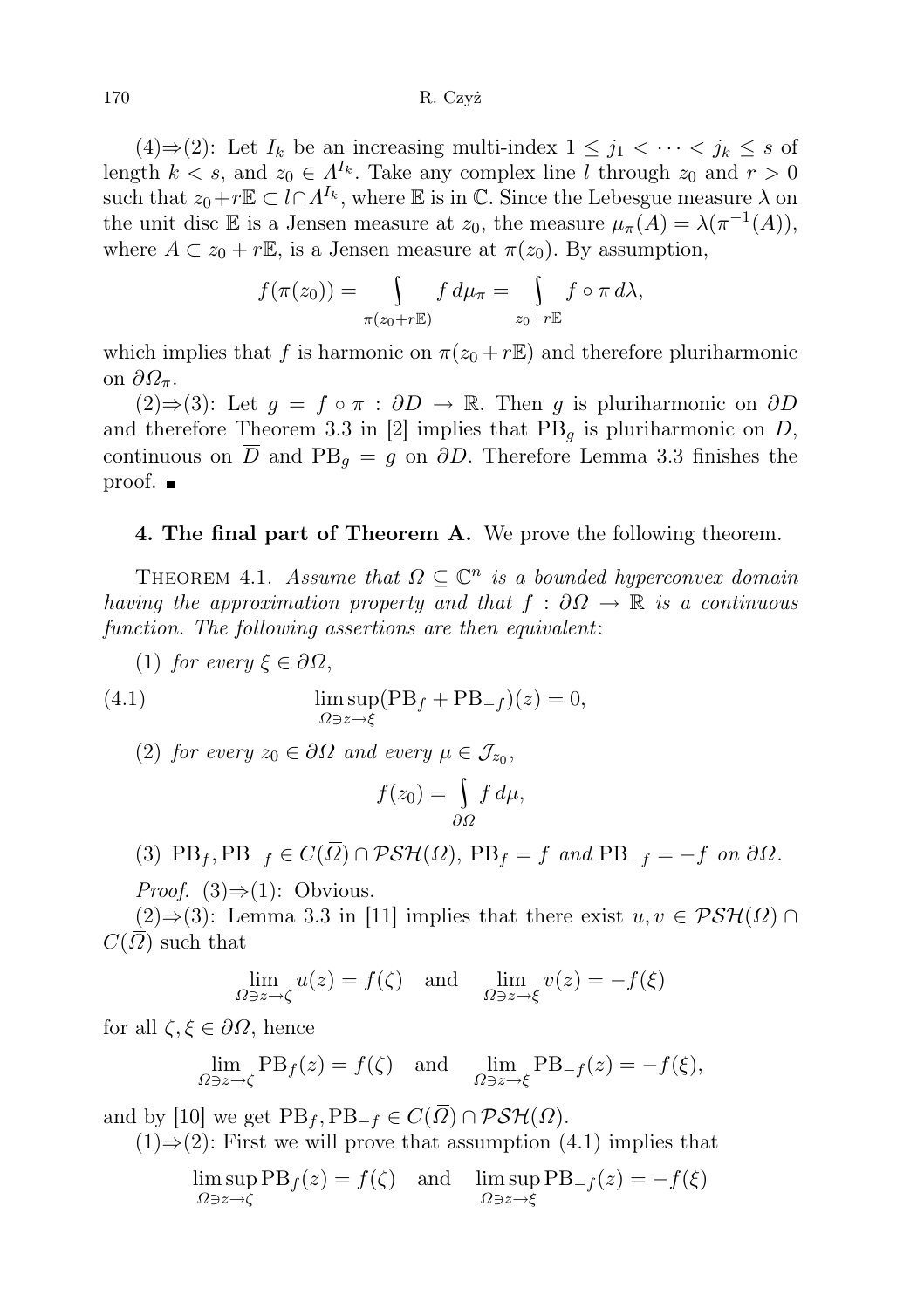(4)⇒(2): Let $I_k$ be an increasing multi-index $1 \le j_1 < \cdots < j_k \le s$ of length $k < s$, and $z_0 \in \Lambda^{I_k}$. Take any complex line $l$ through $z_0$ and $r > 0$ such that $z_0 + r\mathbb{E} \subset l \cap \Lambda^{I_k}$, where $\mathbb{E}$ is in $\mathbb{C}$. Since the Lebesgue measure $\lambda$ on the unit disc $\mathbb{E}$ is a Jensen measure at $z_0$, the measure $\mu_\pi(A) = \lambda(\pi^{-1}(A))$, where $A \subset z_0 + r\mathbb{E}$, is a Jensen measure at $\pi(z_0)$. By assumption,

$$f(\pi(z_0)) = \int\limits_{\pi(z_0 + r\mathbb{E})} f\, d\mu_\pi = \int\limits_{z_0 + r\mathbb{E}} f \circ \pi \, d\lambda,$$

which implies that $f$ is harmonic on $\pi(z_0 + r\mathbb{E})$ and therefore pluriharmonic on $\partial\Omega_\pi$.

(2)⇒(3): Let $g = f \circ \pi : \partial D \to \mathbb{R}$. Then $g$ is pluriharmonic on $\partial D$ and therefore Theorem 3.3 in [2] implies that $\mathrm{PB}_g$ is pluriharmonic on $D$, continuous on $\overline{D}$ and $\mathrm{PB}_g = g$ on $\partial D$. Therefore Lemma 3.3 finishes the proof. ∎

**4. The final part of Theorem A.** We prove the following theorem.

THEOREM 4.1. *Assume that $\Omega \subseteq \mathbb{C}^n$ is a bounded hyperconvex domain having the approximation property and that $f : \partial\Omega \to \mathbb{R}$ is a continuous function. The following assertions are then equivalent*:

(1) *for every $\xi \in \partial\Omega$,*

$$\limsup_{\Omega \ni z \to \xi} (\mathrm{PB}_f + \mathrm{PB}_{-f})(z) = 0, \tag{4.1}$$

(2) *for every $z_0 \in \partial\Omega$ and every $\mu \in \mathcal{J}_{z_0}$,*

$$f(z_0) = \int\limits_{\partial\Omega} f\, d\mu,$$

(3) $\mathrm{PB}_f, \mathrm{PB}_{-f} \in C(\overline{\Omega}) \cap \mathcal{PSH}(\Omega)$, $\mathrm{PB}_f = f$ *and* $\mathrm{PB}_{-f} = -f$ *on* $\partial\Omega$.

*Proof.* (3)⇒(1): Obvious.

(2)⇒(3): Lemma 3.3 in [11] implies that there exist $u, v \in \mathcal{PSH}(\Omega) \cap C(\overline{\Omega})$ such that

$$\lim_{\Omega \ni z \to \zeta} u(z) = f(\zeta) \quad \text{and} \quad \lim_{\Omega \ni z \to \xi} v(z) = -f(\xi)$$

for all $\zeta, \xi \in \partial\Omega$, hence

$$\lim_{\Omega \ni z \to \zeta} \mathrm{PB}_f(z) = f(\zeta) \quad \text{and} \quad \lim_{\Omega \ni z \to \xi} \mathrm{PB}_{-f}(z) = -f(\xi),$$

and by [10] we get $\mathrm{PB}_f, \mathrm{PB}_{-f} \in C(\overline{\Omega}) \cap \mathcal{PSH}(\Omega)$.

(1)⇒(2): First we will prove that assumption (4.1) implies that

$$\limsup_{\Omega \ni z \to \zeta} \mathrm{PB}_f(z) = f(\zeta) \quad \text{and} \quad \limsup_{\Omega \ni z \to \xi} \mathrm{PB}_{-f}(z) = -f(\xi)$$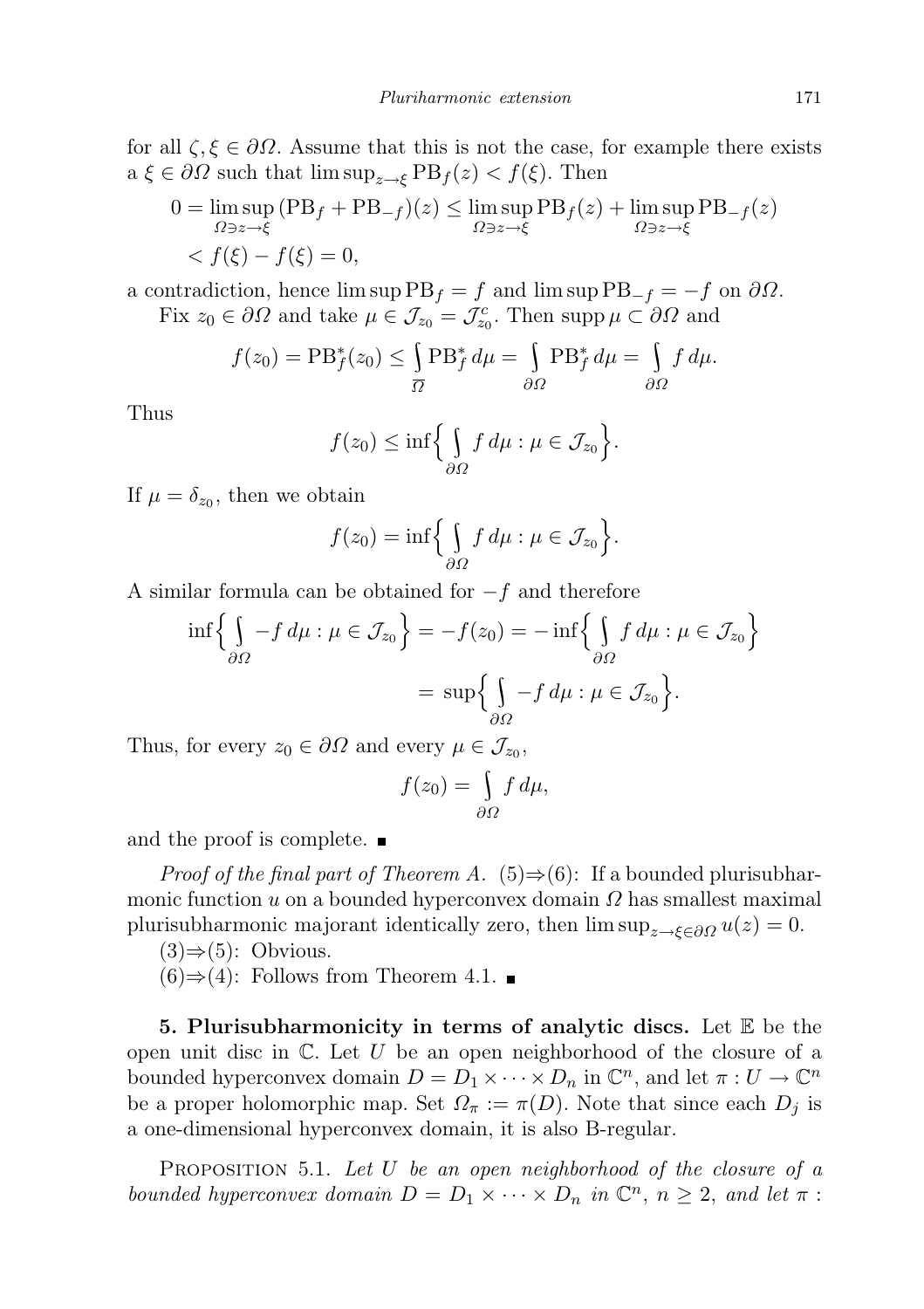for all $\zeta, \xi \in \partial\Omega$. Assume that this is not the case, for example there exists a $\xi \in \partial\Omega$ such that $\limsup_{z\to\xi} \mathrm{PB}_f(z) < f(\xi)$. Then

$$0 = \limsup_{\Omega\ni z\to\xi} (\mathrm{PB}_f + \mathrm{PB}_{-f})(z) \le \limsup_{\Omega\ni z\to\xi} \mathrm{PB}_f(z) + \limsup_{\Omega\ni z\to\xi} \mathrm{PB}_{-f}(z)$$
$$< f(\xi) - f(\xi) = 0,$$

a contradiction, hence $\limsup \mathrm{PB}_f = f$ and $\limsup \mathrm{PB}_{-f} = -f$ on $\partial\Omega$.

Fix $z_0 \in \partial\Omega$ and take $\mu \in \mathcal{J}_{z_0} = \mathcal{J}_{z_0}^c$. Then $\operatorname{supp}\mu \subset \partial\Omega$ and

$$f(z_0) = \mathrm{PB}_f^*(z_0) \le \int_{\overline{\Omega}} \mathrm{PB}_f^* \, d\mu = \int_{\partial\Omega} \mathrm{PB}_f^* \, d\mu = \int_{\partial\Omega} f \, d\mu.$$

Thus

$$f(z_0) \le \inf\Big\{ \int_{\partial\Omega} f \, d\mu : \mu \in \mathcal{J}_{z_0} \Big\}.$$

If $\mu = \delta_{z_0}$, then we obtain

$$f(z_0) = \inf\Big\{ \int_{\partial\Omega} f \, d\mu : \mu \in \mathcal{J}_{z_0} \Big\}.$$

A similar formula can be obtained for $-f$ and therefore

$$\inf\Big\{ \int_{\partial\Omega} -f \, d\mu : \mu \in \mathcal{J}_{z_0} \Big\} = -f(z_0) = -\inf\Big\{ \int_{\partial\Omega} f \, d\mu : \mu \in \mathcal{J}_{z_0} \Big\}$$
$$= \sup\Big\{ \int_{\partial\Omega} -f \, d\mu : \mu \in \mathcal{J}_{z_0} \Big\}.$$

Thus, for every $z_0 \in \partial\Omega$ and every $\mu \in \mathcal{J}_{z_0}$,

$$f(z_0) = \int_{\partial\Omega} f \, d\mu,$$

and the proof is complete. ∎

*Proof of the final part of Theorem A.* (5)⇒(6): If a bounded plurisubharmonic function $u$ on a bounded hyperconvex domain $\Omega$ has smallest maximal plurisubharmonic majorant identically zero, then $\limsup_{z\to\xi\in\partial\Omega} u(z) = 0$.

(3)⇒(5): Obvious.

(6)⇒(4): Follows from Theorem 4.1. ∎

**5. Plurisubharmonicity in terms of analytic discs.** Let $\mathbb{E}$ be the open unit disc in $\mathbb{C}$. Let $U$ be an open neighborhood of the closure of a bounded hyperconvex domain $D = D_1 \times \cdots \times D_n$ in $\mathbb{C}^n$, and let $\pi : U \to \mathbb{C}^n$ be a proper holomorphic map. Set $\Omega_\pi := \pi(D)$. Note that since each $D_j$ is a one-dimensional hyperconvex domain, it is also B-regular.

Proposition 5.1. *Let $U$ be an open neighborhood of the closure of a bounded hyperconvex domain $D = D_1 \times \cdots \times D_n$ in $\mathbb{C}^n$, $n \ge 2$, and let $\pi$ :*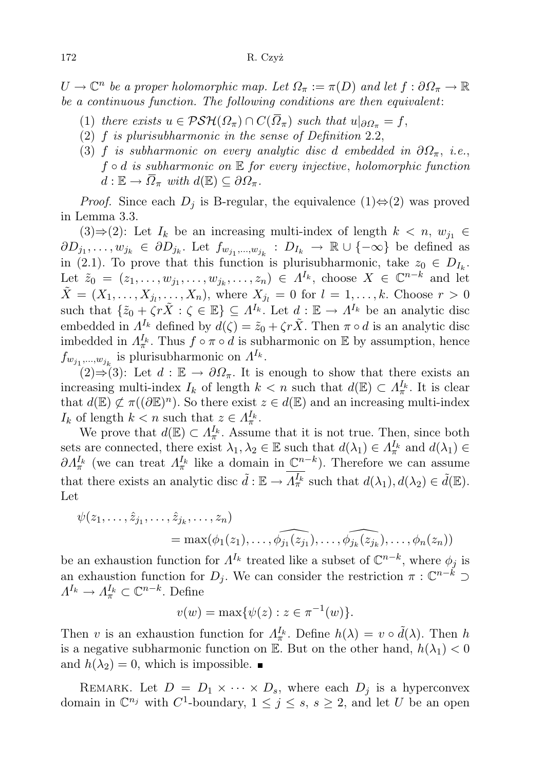*$U \to \mathbb{C}^n$ be a proper holomorphic map. Let $\Omega_\pi := \pi(D)$ and let $f : \partial\Omega_\pi \to \mathbb{R}$ be a continuous function. The following conditions are then equivalent*:

1. *there exists $u \in \mathcal{PSH}(\Omega_\pi) \cap C(\overline{\Omega}_\pi)$ such that $u|_{\partial\Omega_\pi} = f$,*
2. *$f$ is plurisubharmonic in the sense of Definition* 2.2,
3. *$f$ is subharmonic on every analytic disc $d$ embedded in $\partial\Omega_\pi$, i.e., $f \circ d$ is subharmonic on $\mathbb{E}$ for every injective*, *holomorphic function $d : \mathbb{E} \to \overline{\Omega}_\pi$ with $d(\mathbb{E}) \subseteq \partial\Omega_\pi$.*

*Proof.* Since each $D_j$ is B-regular, the equivalence (1)⇔(2) was proved in Lemma 3.3.

(3)⇒(2): Let $I_k$ be an increasing multi-index of length $k < n$, $w_{j_1} \in \partial D_{j_1}, \dots, w_{j_k} \in \partial D_{j_k}$. Let $f_{w_{j_1},\dots,w_{j_k}} : D_{I_k} \to \mathbb{R} \cup \{-\infty\}$ be defined as in (2.1). To prove that this function is plurisubharmonic, take $z_0 \in D_{I_k}$. Let $\tilde{z}_0 = (z_1, \dots, w_{j_1}, \dots, w_{j_k}, \dots, z_n) \in \Lambda^{I_k}$, choose $X \in \mathbb{C}^{n-k}$ and let $\tilde{X} = (X_1, \dots, X_{j_l}, \dots, X_n)$, where $X_{j_l} = 0$ for $l = 1, \dots, k$. Choose $r > 0$ such that $\{\tilde{z}_0 + \zeta r \tilde{X} : \zeta \in \mathbb{E}\} \subseteq \Lambda^{I_k}$. Let $d : \mathbb{E} \to \Lambda^{I_k}$ be an analytic disc embedded in $\Lambda^{I_k}$ defined by $d(\zeta) = \tilde{z}_0 + \zeta r \tilde{X}$. Then $\pi \circ d$ is an analytic disc imbedded in $\Lambda^{I_k}_\pi$. Thus $f \circ \pi \circ d$ is subharmonic on $\mathbb{E}$ by assumption, hence $f_{w_{j_1},\dots,w_{j_k}}$ is plurisubharmonic on $\Lambda^{I_k}$.

(2)⇒(3): Let $d : \mathbb{E} \to \partial\Omega_\pi$. It is enough to show that there exists an increasing multi-index $I_k$ of length $k < n$ such that $d(\mathbb{E}) \subset \Lambda^{I_k}_\pi$. It is clear that $d(\mathbb{E}) \not\subset \pi((\partial\mathbb{E})^n)$. So there exist $z \in d(\mathbb{E})$ and an increasing multi-index $I_k$ of length $k < n$ such that $z \in \Lambda^{I_k}_\pi$.

We prove that $d(\mathbb{E}) \subset \Lambda^{I_k}_\pi$. Assume that it is not true. Then, since both sets are connected, there exist $\lambda_1, \lambda_2 \in \mathbb{E}$ such that $d(\lambda_1) \in \Lambda^{I_k}_\pi$ and $d(\lambda_1) \in \partial\Lambda^{I_k}_\pi$ (we can treat $\Lambda^{I_k}_\pi$ like a domain in $\mathbb{C}^{n-k}$). Therefore we can assume that there exists an analytic disc $\tilde{d} : \mathbb{E} \to \overline{\Lambda^{I_k}_\pi}$ such that $d(\lambda_1), d(\lambda_2) \in \tilde{d}(\mathbb{E})$. Let

$$
\begin{aligned}
\psi(z_1, \dots, \hat{z}_{j_1}, \dots, \hat{z}_{j_k}, \dots, z_n) \\
= \max(\phi_1(z_1), \dots, \widehat{\phi_{j_1}(z_{j_1})}, \dots, \widehat{\phi_{j_k}(z_{j_k})}, \dots, \phi_n(z_n))
\end{aligned}
$$

be an exhaustion function for $\Lambda^{I_k}$ treated like a subset of $\mathbb{C}^{n-k}$, where $\phi_j$ is an exhaustion function for $D_j$. We can consider the restriction $\pi : \mathbb{C}^{n-k} \supset \Lambda^{I_k} \to \Lambda^{I_k}_\pi \subset \mathbb{C}^{n-k}$. Define

$$
v(w) = \max\{\psi(z) : z \in \pi^{-1}(w)\}.
$$

Then $v$ is an exhaustion function for $\Lambda^{I_k}_\pi$. Define $h(\lambda) = v \circ \tilde{d}(\lambda)$. Then $h$ is a negative subharmonic function on $\mathbb{E}$. But on the other hand, $h(\lambda_1) < 0$ and $h(\lambda_2) = 0$, which is impossible. ∎

REMARK. Let $D = D_1 \times \dots \times D_s$, where each $D_j$ is a hyperconvex domain in $\mathbb{C}^{n_j}$ with $C^1$-boundary, $1 \le j \le s$, $s \ge 2$, and let $U$ be an open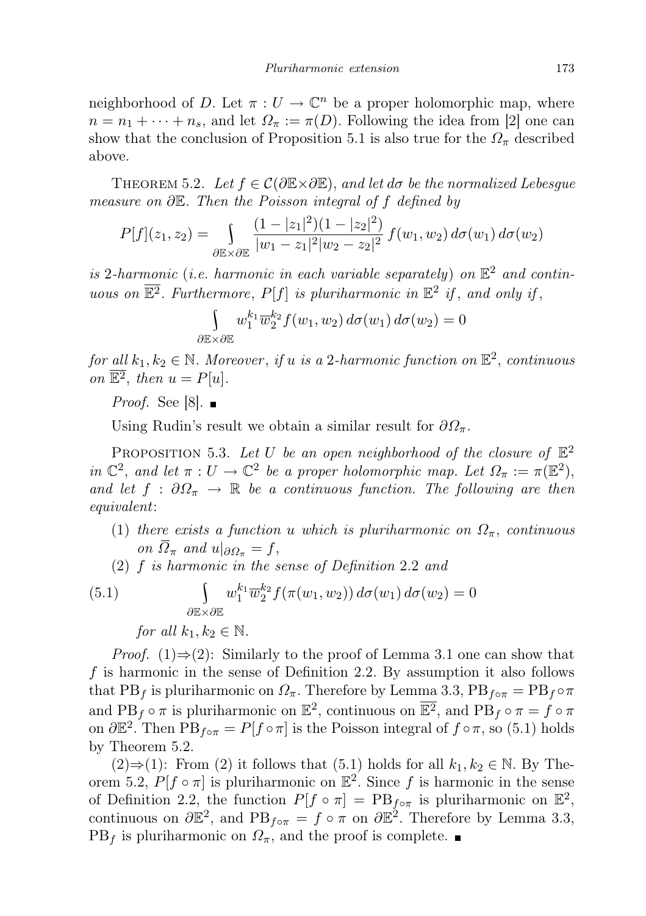neighborhood of $D$. Let $\pi : U \to \mathbb{C}^n$ be a proper holomorphic map, where $n = n_1 + \cdots + n_s$, and let $\Omega_\pi := \pi(D)$. Following the idea from [2] one can show that the conclusion of Proposition 5.1 is also true for the $\Omega_\pi$ described above.

THEOREM 5.2. *Let $f \in \mathcal{C}(\partial\mathbb{E}\times\partial\mathbb{E})$, and let $d\sigma$ be the normalized Lebesgue measure on $\partial\mathbb{E}$. Then the Poisson integral of $f$ defined by*

$$P[f](z_1, z_2) = \int_{\partial\mathbb{E}\times\partial\mathbb{E}} \frac{(1-|z_1|^2)(1-|z_2|^2)}{|w_1 - z_1|^2|w_2 - z_2|^2} f(w_1, w_2)\, d\sigma(w_1)\, d\sigma(w_2)$$

*is 2-harmonic (i.e. harmonic in each variable separately) on $\mathbb{E}^2$ and continuous on $\overline{\mathbb{E}^2}$. Furthermore, $P[f]$ is pluriharmonic in $\mathbb{E}^2$ if, and only if,*

$$\int_{\partial\mathbb{E}\times\partial\mathbb{E}} w_1^{k_1}\overline{w}_2^{k_2} f(w_1, w_2)\, d\sigma(w_1)\, d\sigma(w_2) = 0$$

*for all $k_1, k_2 \in \mathbb{N}$. Moreover, if $u$ is a 2-harmonic function on $\mathbb{E}^2$, continuous on $\overline{\mathbb{E}^2}$, then $u = P[u]$.*

*Proof.* See [8]. ∎

Using Rudin's result we obtain a similar result for $\partial\Omega_\pi$.

PROPOSITION 5.3. *Let $U$ be an open neighborhood of the closure of $\mathbb{E}^2$ in $\mathbb{C}^2$, and let $\pi : U \to \mathbb{C}^2$ be a proper holomorphic map. Let $\Omega_\pi := \pi(\mathbb{E}^2)$, and let $f : \partial\Omega_\pi \to \mathbb{R}$ be a continuous function. The following are then equivalent*:

1. *there exists a function $u$ which is pluriharmonic on $\Omega_\pi$, continuous on $\overline{\Omega}_\pi$ and $u|_{\partial\Omega_\pi} = f$,*
2. *$f$ is harmonic in the sense of Definition 2.2 and*

$$\int_{\partial\mathbb{E}\times\partial\mathbb{E}} w_1^{k_1}\overline{w}_2^{k_2} f(\pi(w_1, w_2))\, d\sigma(w_1)\, d\sigma(w_2) = 0 \tag{5.1}$$

*for all $k_1, k_2 \in \mathbb{N}$.*

*Proof.* (1)⇒(2): Similarly to the proof of Lemma 3.1 one can show that $f$ is harmonic in the sense of Definition 2.2. By assumption it also follows that $\mathrm{PB}_f$ is pluriharmonic on $\Omega_\pi$. Therefore by Lemma 3.3, $\mathrm{PB}_{f\circ\pi} = \mathrm{PB}_f \circ \pi$ and $\mathrm{PB}_f \circ \pi$ is pluriharmonic on $\mathbb{E}^2$, continuous on $\overline{\mathbb{E}^2}$, and $\mathrm{PB}_f \circ \pi = f \circ \pi$ on $\partial\mathbb{E}^2$. Then $\mathrm{PB}_{f\circ\pi} = P[f \circ \pi]$ is the Poisson integral of $f \circ \pi$, so (5.1) holds by Theorem 5.2.

(2)⇒(1): From (2) it follows that (5.1) holds for all $k_1, k_2 \in \mathbb{N}$. By Theorem 5.2, $P[f \circ \pi]$ is pluriharmonic on $\mathbb{E}^2$. Since $f$ is harmonic in the sense of Definition 2.2, the function $P[f \circ \pi] = \mathrm{PB}_{f\circ\pi}$ is pluriharmonic on $\mathbb{E}^2$, continuous on $\partial\mathbb{E}^2$, and $\mathrm{PB}_{f\circ\pi} = f \circ \pi$ on $\partial\mathbb{E}^2$. Therefore by Lemma 3.3, $\mathrm{PB}_f$ is pluriharmonic on $\Omega_\pi$, and the proof is complete. ∎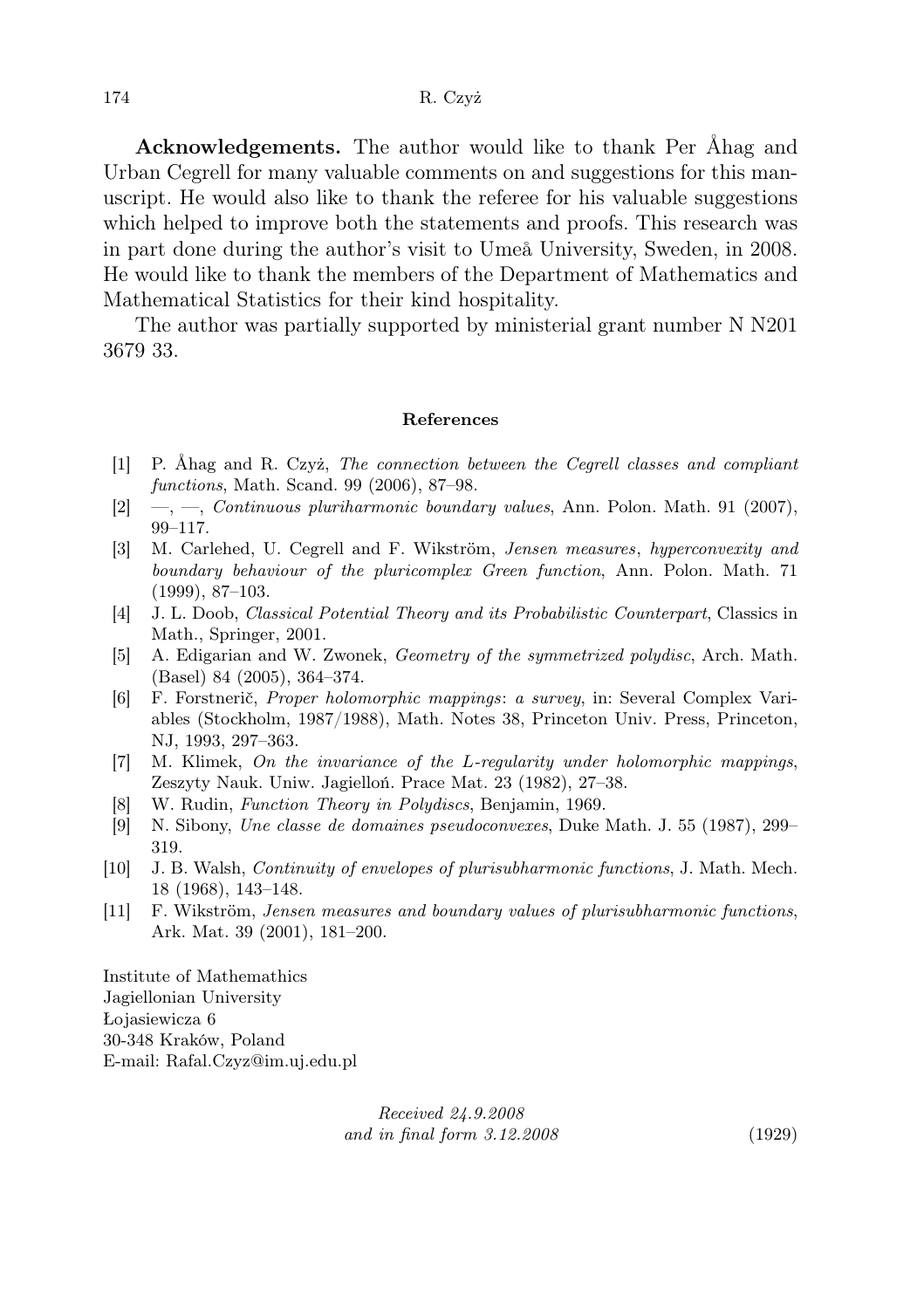**Acknowledgements.** The author would like to thank Per Åhag and Urban Cegrell for many valuable comments on and suggestions for this manuscript. He would also like to thank the referee for his valuable suggestions which helped to improve both the statements and proofs. This research was in part done during the author's visit to Umeå University, Sweden, in 2008. He would like to thank the members of the Department of Mathematics and Mathematical Statistics for their kind hospitality.

The author was partially supported by ministerial grant number N N201 3679 33.

## References

[1] P. Åhag and R. Czyż, *The connection between the Cegrell classes and compliant functions*, Math. Scand. 99 (2006), 87–98.

[2] —, —, *Continuous pluriharmonic boundary values*, Ann. Polon. Math. 91 (2007), 99–117.

[3] M. Carlehed, U. Cegrell and F. Wikström, *Jensen measures, hyperconvexity and boundary behaviour of the pluricomplex Green function*, Ann. Polon. Math. 71 (1999), 87–103.

[4] J. L. Doob, *Classical Potential Theory and its Probabilistic Counterpart*, Classics in Math., Springer, 2001.

[5] A. Edigarian and W. Zwonek, *Geometry of the symmetrized polydisc*, Arch. Math. (Basel) 84 (2005), 364–374.

[6] F. Forstnerič, *Proper holomorphic mappings: a survey*, in: Several Complex Variables (Stockholm, 1987/1988), Math. Notes 38, Princeton Univ. Press, Princeton, NJ, 1993, 297–363.

[7] M. Klimek, *On the invariance of the L-regularity under holomorphic mappings*, Zeszyty Nauk. Uniw. Jagiellon. Prace Mat. 23 (1982), 27–38.

[8] W. Rudin, *Function Theory in Polydiscs*, Benjamin, 1969.

[9] N. Sibony, *Une classe de domaines pseudoconvexes*, Duke Math. J. 55 (1987), 299–319.

[10] J. B. Walsh, *Continuity of envelopes of plurisubharmonic functions*, J. Math. Mech. 18 (1968), 143–148.

[11] F. Wikström, *Jensen measures and boundary values of plurisubharmonic functions*, Ark. Mat. 39 (2001), 181–200.

Institute of Mathemathics
Jagiellonian University
Łojasiewicza 6
30-348 Kraków, Poland
E-mail: Rafal.Czyz@im.uj.edu.pl

*Received 24.9.2008*
*and in final form 3.12.2008* (1929)